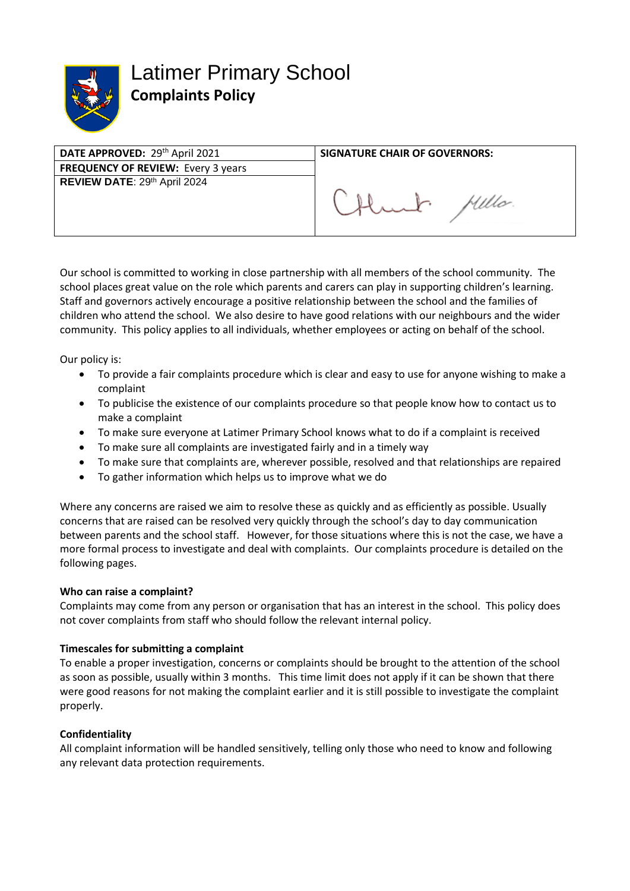# Latimer Primary School

## Complaints Policy

| DATE APPROVED: 29th April 2021 | SIGNATURE CHAIR OF GOVERNORS: |
|---|---|
| FREQUENCY OF REVIEW: Every 3 years | |
| REVIEW DATE: 29th April 2024 | |

Our school is committed to working in close partnership with all members of the school community. The school places great value on the role which parents and carers can play in supporting children's learning. Staff and governors actively encourage a positive relationship between the school and the families of children who attend the school. We also desire to have good relations with our neighbours and the wider community. This policy applies to all individuals, whether employees or acting on behalf of the school.

Our policy is:

- To provide a fair complaints procedure which is clear and easy to use for anyone wishing to make a complaint
- To publicise the existence of our complaints procedure so that people know how to contact us to make a complaint
- To make sure everyone at Latimer Primary School knows what to do if a complaint is received
- To make sure all complaints are investigated fairly and in a timely way
- To make sure that complaints are, wherever possible, resolved and that relationships are repaired
- To gather information which helps us to improve what we do

Where any concerns are raised we aim to resolve these as quickly and as efficiently as possible. Usually concerns that are raised can be resolved very quickly through the school's day to day communication between parents and the school staff. However, for those situations where this is not the case, we have a more formal process to investigate and deal with complaints. Our complaints procedure is detailed on the following pages.

**Who can raise a complaint?**

Complaints may come from any person or organisation that has an interest in the school. This policy does not cover complaints from staff who should follow the relevant internal policy.

**Timescales for submitting a complaint**

To enable a proper investigation, concerns or complaints should be brought to the attention of the school as soon as possible, usually within 3 months. This time limit does not apply if it can be shown that there were good reasons for not making the complaint earlier and it is still possible to investigate the complaint properly.

**Confidentiality**

All complaint information will be handled sensitively, telling only those who need to know and following any relevant data protection requirements.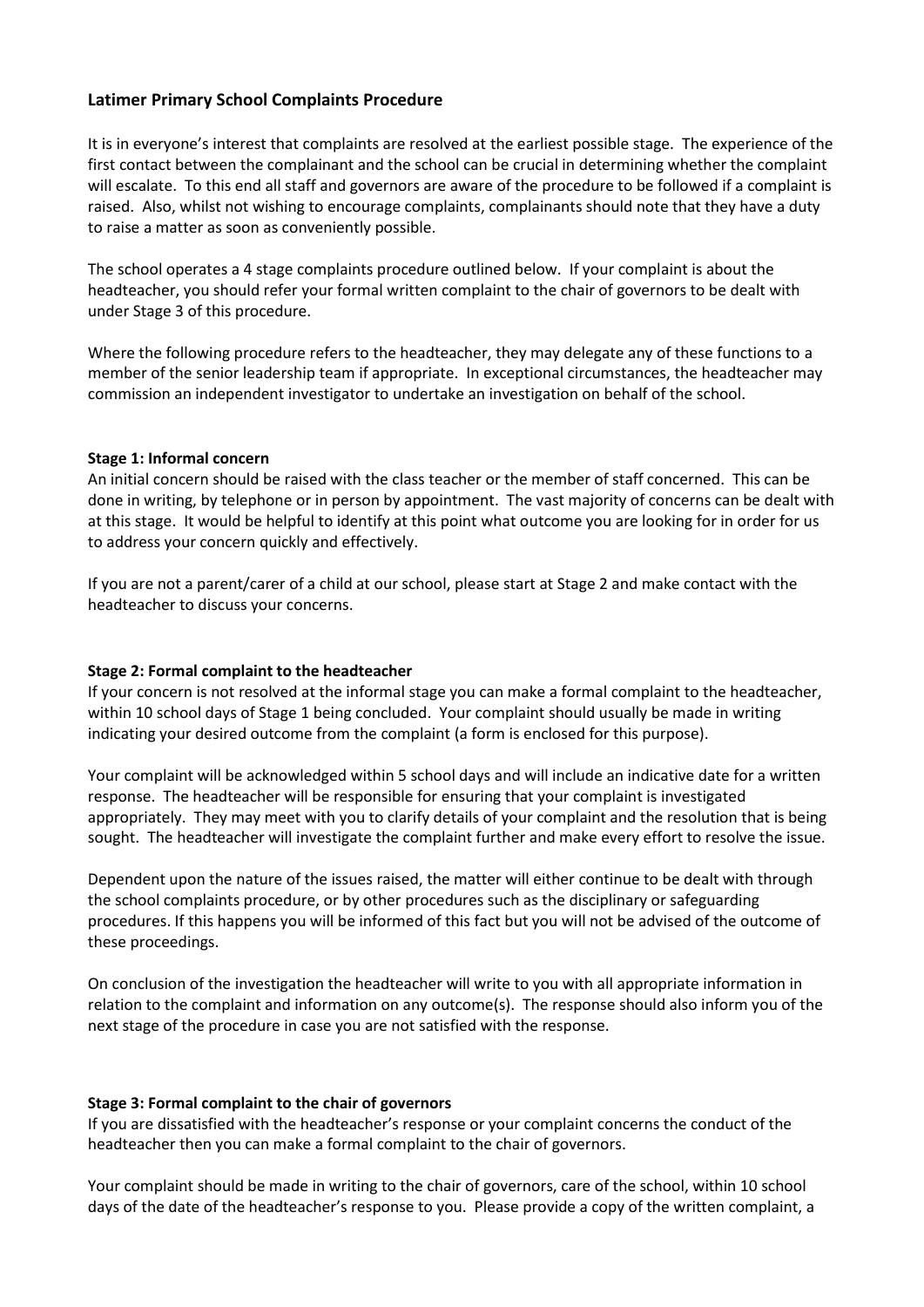## Latimer Primary School Complaints Procedure

It is in everyone's interest that complaints are resolved at the earliest possible stage. The experience of the first contact between the complainant and the school can be crucial in determining whether the complaint will escalate. To this end all staff and governors are aware of the procedure to be followed if a complaint is raised. Also, whilst not wishing to encourage complaints, complainants should note that they have a duty to raise a matter as soon as conveniently possible.

The school operates a 4 stage complaints procedure outlined below. If your complaint is about the headteacher, you should refer your formal written complaint to the chair of governors to be dealt with under Stage 3 of this procedure.

Where the following procedure refers to the headteacher, they may delegate any of these functions to a member of the senior leadership team if appropriate. In exceptional circumstances, the headteacher may commission an independent investigator to undertake an investigation on behalf of the school.

### Stage 1: Informal concern

An initial concern should be raised with the class teacher or the member of staff concerned. This can be done in writing, by telephone or in person by appointment. The vast majority of concerns can be dealt with at this stage. It would be helpful to identify at this point what outcome you are looking for in order for us to address your concern quickly and effectively.

If you are not a parent/carer of a child at our school, please start at Stage 2 and make contact with the headteacher to discuss your concerns.

### Stage 2: Formal complaint to the headteacher

If your concern is not resolved at the informal stage you can make a formal complaint to the headteacher, within 10 school days of Stage 1 being concluded. Your complaint should usually be made in writing indicating your desired outcome from the complaint (a form is enclosed for this purpose).

Your complaint will be acknowledged within 5 school days and will include an indicative date for a written response. The headteacher will be responsible for ensuring that your complaint is investigated appropriately. They may meet with you to clarify details of your complaint and the resolution that is being sought. The headteacher will investigate the complaint further and make every effort to resolve the issue.

Dependent upon the nature of the issues raised, the matter will either continue to be dealt with through the school complaints procedure, or by other procedures such as the disciplinary or safeguarding procedures. If this happens you will be informed of this fact but you will not be advised of the outcome of these proceedings.

On conclusion of the investigation the headteacher will write to you with all appropriate information in relation to the complaint and information on any outcome(s). The response should also inform you of the next stage of the procedure in case you are not satisfied with the response.

### Stage 3: Formal complaint to the chair of governors

If you are dissatisfied with the headteacher's response or your complaint concerns the conduct of the headteacher then you can make a formal complaint to the chair of governors.

Your complaint should be made in writing to the chair of governors, care of the school, within 10 school days of the date of the headteacher's response to you. Please provide a copy of the written complaint, a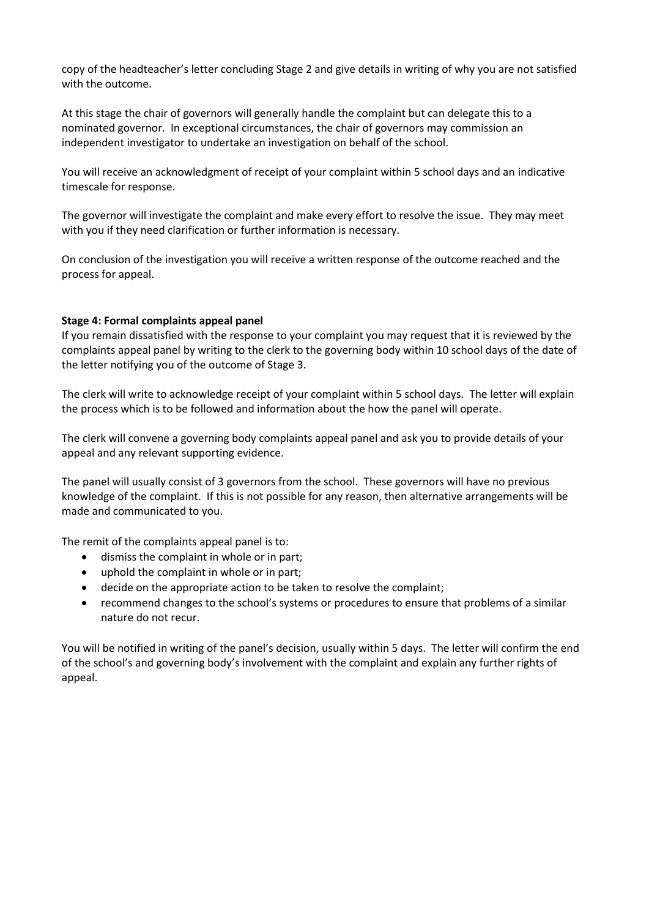copy of the headteacher's letter concluding Stage 2 and give details in writing of why you are not satisfied with the outcome.

At this stage the chair of governors will generally handle the complaint but can delegate this to a nominated governor. In exceptional circumstances, the chair of governors may commission an independent investigator to undertake an investigation on behalf of the school.

You will receive an acknowledgment of receipt of your complaint within 5 school days and an indicative timescale for response.

The governor will investigate the complaint and make every effort to resolve the issue. They may meet with you if they need clarification or further information is necessary.

On conclusion of the investigation you will receive a written response of the outcome reached and the process for appeal.

**Stage 4: Formal complaints appeal panel**

If you remain dissatisfied with the response to your complaint you may request that it is reviewed by the complaints appeal panel by writing to the clerk to the governing body within 10 school days of the date of the letter notifying you of the outcome of Stage 3.

The clerk will write to acknowledge receipt of your complaint within 5 school days. The letter will explain the process which is to be followed and information about the how the panel will operate.

The clerk will convene a governing body complaints appeal panel and ask you to provide details of your appeal and any relevant supporting evidence.

The panel will usually consist of 3 governors from the school. These governors will have no previous knowledge of the complaint. If this is not possible for any reason, then alternative arrangements will be made and communicated to you.

The remit of the complaints appeal panel is to:

- dismiss the complaint in whole or in part;
- uphold the complaint in whole or in part;
- decide on the appropriate action to be taken to resolve the complaint;
- recommend changes to the school's systems or procedures to ensure that problems of a similar nature do not recur.

You will be notified in writing of the panel's decision, usually within 5 days. The letter will confirm the end of the school's and governing body's involvement with the complaint and explain any further rights of appeal.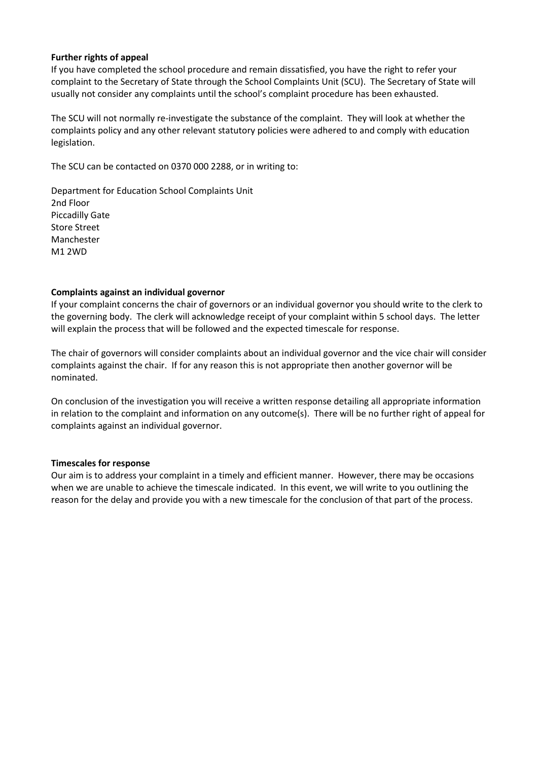**Further rights of appeal**

If you have completed the school procedure and remain dissatisfied, you have the right to refer your complaint to the Secretary of State through the School Complaints Unit (SCU). The Secretary of State will usually not consider any complaints until the school's complaint procedure has been exhausted.

The SCU will not normally re-investigate the substance of the complaint. They will look at whether the complaints policy and any other relevant statutory policies were adhered to and comply with education legislation.

The SCU can be contacted on 0370 000 2288, or in writing to:

Department for Education School Complaints Unit
2nd Floor
Piccadilly Gate
Store Street
Manchester
M1 2WD

**Complaints against an individual governor**

If your complaint concerns the chair of governors or an individual governor you should write to the clerk to the governing body. The clerk will acknowledge receipt of your complaint within 5 school days. The letter will explain the process that will be followed and the expected timescale for response.

The chair of governors will consider complaints about an individual governor and the vice chair will consider complaints against the chair. If for any reason this is not appropriate then another governor will be nominated.

On conclusion of the investigation you will receive a written response detailing all appropriate information in relation to the complaint and information on any outcome(s). There will be no further right of appeal for complaints against an individual governor.

**Timescales for response**

Our aim is to address your complaint in a timely and efficient manner. However, there may be occasions when we are unable to achieve the timescale indicated. In this event, we will write to you outlining the reason for the delay and provide you with a new timescale for the conclusion of that part of the process.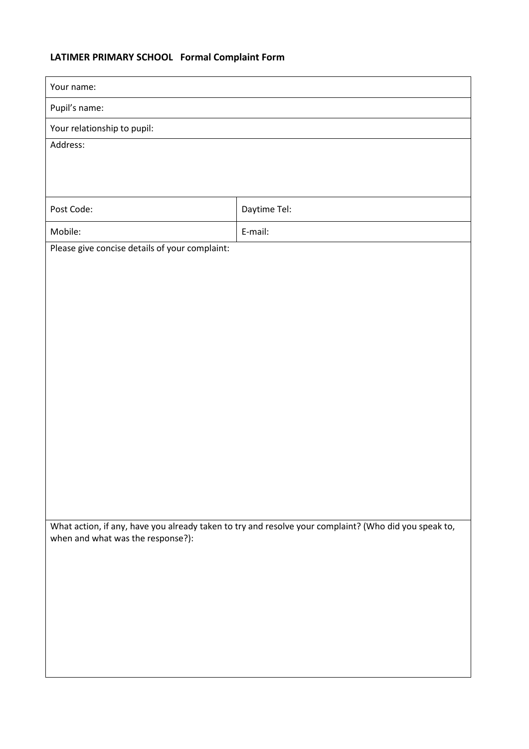**LATIMER PRIMARY SCHOOL Formal Complaint Form**

| Your name: | |
|---|---|
| Pupil's name: | |
| Your relationship to pupil: | |
| Address: | |
| Post Code: | Daytime Tel: |
| Mobile: | E-mail: |
| Please give concise details of your complaint: | |
| What action, if any, have you already taken to try and resolve your complaint? (Who did you speak to, when and what was the response?): | |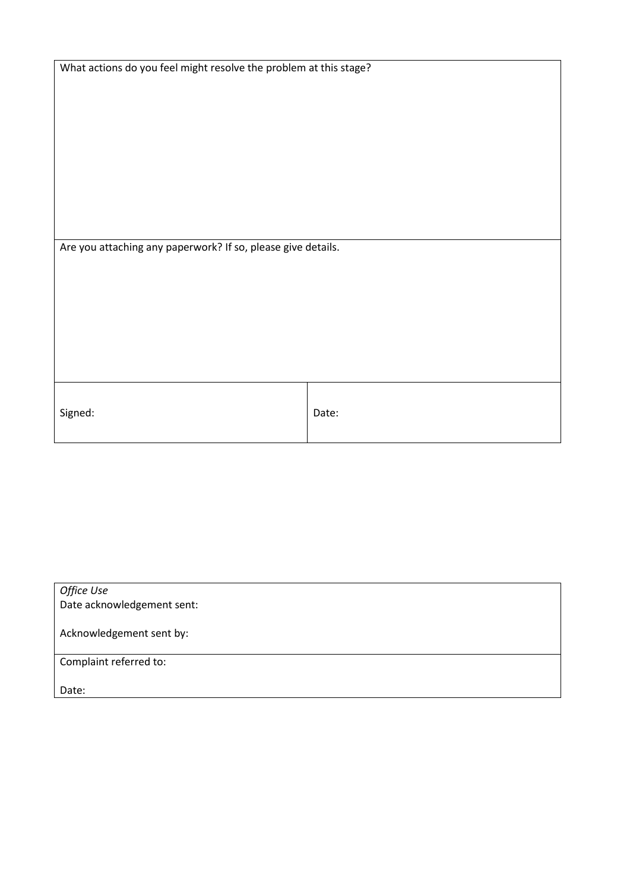What actions do you feel might resolve the problem at this stage?

Are you attaching any paperwork? If so, please give details.

| | |
|---|---|
| Signed: | Date: |

*Office Use*
Date acknowledgement sent:

Acknowledgement sent by:

Complaint referred to:

Date: